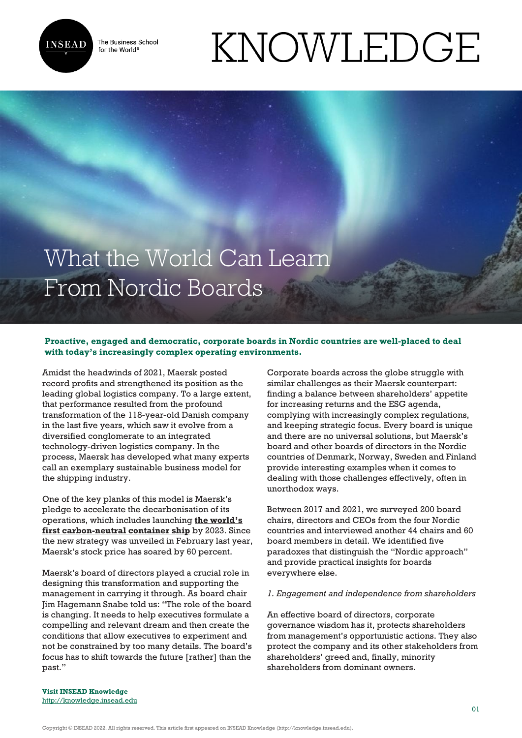# What the World Can Learn From Nordic Boards

**Proactive, engaged and democratic, corporate boards in Nordic countries are well-placed to deal with today's increasingly complex operating environments.**

Amidst the headwinds of 2021, Maersk posted record profits and strengthened its position as the leading global logistics company. To a large extent, that performance resulted from the profound transformation of the 118-year-old Danish company in the last five years, which saw it evolve from a diversified conglomerate to an integrated technology-driven logistics company. In the process, Maersk has developed what many experts call an exemplary sustainable business model for the shipping industry.

One of the key planks of this model is Maersk's pledge to accelerate the decarbonisation of its operations, which includes launching **the world's first carbon-neutral container ship** by 2023. Since the new strategy was unveiled in February last year, Maersk's stock price has soared by 60 percent.

Maersk's board of directors played a crucial role in designing this transformation and supporting the management in carrying it through. As board chair Jim Hagemann Snabe told us: "The role of the board is changing. It needs to help executives formulate a compelling and relevant dream and then create the conditions that allow executives to experiment and not be constrained by too many details. The board's focus has to shift towards the future [rather] than the past."

Corporate boards across the globe struggle with similar challenges as their Maersk counterpart: finding a balance between shareholders' appetite for increasing returns and the ESG agenda, complying with increasingly complex regulations, and keeping strategic focus. Every board is unique and there are no universal solutions, but Maersk's board and other boards of directors in the Nordic countries of Denmark, Norway, Sweden and Finland provide interesting examples when it comes to dealing with those challenges effectively, often in unorthodox ways.

Between 2017 and 2021, we surveyed 200 board chairs, directors and CEOs from the four Nordic countries and interviewed another 44 chairs and 60 board members in detail. We identified five paradoxes that distinguish the "Nordic approach" and provide practical insights for boards everywhere else.

*1. Engagement and independence from shareholders*

An effective board of directors, corporate governance wisdom has it, protects shareholders from management's opportunistic actions. They also protect the company and its other stakeholders from shareholders' greed and, finally, minority shareholders from dominant owners.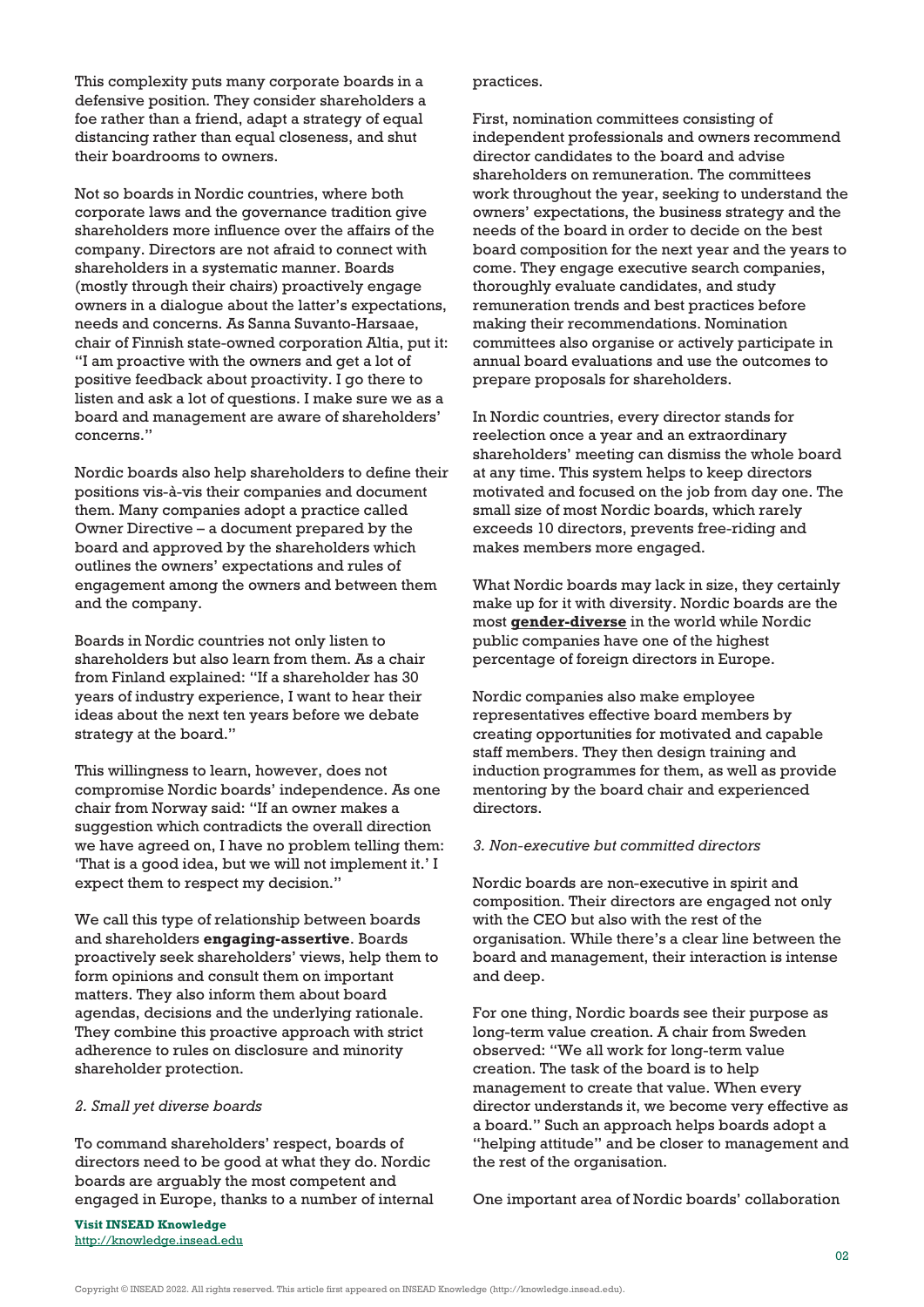This complexity puts many corporate boards in a defensive position. They consider shareholders a foe rather than a friend, adapt a strategy of equal distancing rather than equal closeness, and shut their boardrooms to owners.

Not so boards in Nordic countries, where both corporate laws and the governance tradition give shareholders more influence over the affairs of the company. Directors are not afraid to connect with shareholders in a systematic manner. Boards (mostly through their chairs) proactively engage owners in a dialogue about the latter's expectations, needs and concerns. As Sanna Suvanto-Harsaae, chair of Finnish state-owned corporation Altia, put it: "I am proactive with the owners and get a lot of positive feedback about proactivity. I go there to listen and ask a lot of questions. I make sure we as a board and management are aware of shareholders' concerns."

Nordic boards also help shareholders to define their positions vis-à-vis their companies and document them. Many companies adopt a practice called Owner Directive – a document prepared by the board and approved by the shareholders which outlines the owners' expectations and rules of engagement among the owners and between them and the company.

Boards in Nordic countries not only listen to shareholders but also learn from them. As a chair from Finland explained: "If a shareholder has 30 years of industry experience, I want to hear their ideas about the next ten years before we debate strategy at the board."

This willingness to learn, however, does not compromise Nordic boards' independence. As one chair from Norway said: "If an owner makes a suggestion which contradicts the overall direction we have agreed on, I have no problem telling them: 'That is a good idea, but we will not implement it.' I expect them to respect my decision."

We call this type of relationship between boards and shareholders **engaging-assertive**. Boards proactively seek shareholders' views, help them to form opinions and consult them on important matters. They also inform them about board agendas, decisions and the underlying rationale. They combine this proactive approach with strict adherence to rules on disclosure and minority shareholder protection.

*2. Small yet diverse boards*

To command shareholders' respect, boards of directors need to be good at what they do. Nordic boards are arguably the most competent and engaged in Europe, thanks to a number of internal practices.

First, nomination committees consisting of independent professionals and owners recommend director candidates to the board and advise shareholders on remuneration. The committees work throughout the year, seeking to understand the owners' expectations, the business strategy and the needs of the board in order to decide on the best board composition for the next year and the years to come. They engage executive search companies, thoroughly evaluate candidates, and study remuneration trends and best practices before making their recommendations. Nomination committees also organise or actively participate in annual board evaluations and use the outcomes to prepare proposals for shareholders.

In Nordic countries, every director stands for reelection once a year and an extraordinary shareholders' meeting can dismiss the whole board at any time. This system helps to keep directors motivated and focused on the job from day one. The small size of most Nordic boards, which rarely exceeds 10 directors, prevents free-riding and makes members more engaged.

What Nordic boards may lack in size, they certainly make up for it with diversity. Nordic boards are the most **gender-diverse** in the world while Nordic public companies have one of the highest percentage of foreign directors in Europe.

Nordic companies also make employee representatives effective board members by creating opportunities for motivated and capable staff members. They then design training and induction programmes for them, as well as provide mentoring by the board chair and experienced directors.

*3. Non-executive but committed directors*

Nordic boards are non-executive in spirit and composition. Their directors are engaged not only with the CEO but also with the rest of the organisation. While there's a clear line between the board and management, their interaction is intense and deep.

For one thing, Nordic boards see their purpose as long-term value creation. A chair from Sweden observed: "We all work for long-term value creation. The task of the board is to help management to create that value. When every director understands it, we become very effective as a board." Such an approach helps boards adopt a "helping attitude" and be closer to management and the rest of the organisation.

One important area of Nordic boards' collaboration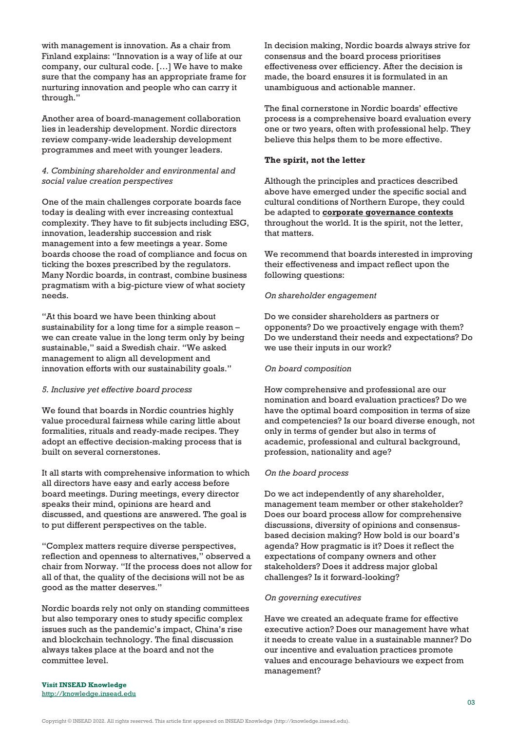with management is innovation. As a chair from Finland explains: "Innovation is a way of life at our company, our cultural code. [...] We have to make sure that the company has an appropriate frame for nurturing innovation and people who can carry it through."

Another area of board-management collaboration lies in leadership development. Nordic directors review company-wide leadership development programmes and meet with younger leaders.

*4. Combining shareholder and environmental and social value creation perspectives*

One of the main challenges corporate boards face today is dealing with ever increasing contextual complexity. They have to fit subjects including ESG, innovation, leadership succession and risk management into a few meetings a year. Some boards choose the road of compliance and focus on ticking the boxes prescribed by the regulators. Many Nordic boards, in contrast, combine business pragmatism with a big-picture view of what society needs.

"At this board we have been thinking about sustainability for a long time for a simple reason – we can create value in the long term only by being sustainable," said a Swedish chair. "We asked management to align all development and innovation efforts with our sustainability goals."

*5. Inclusive yet effective board process*

We found that boards in Nordic countries highly value procedural fairness while caring little about formalities, rituals and ready-made recipes. They adopt an effective decision-making process that is built on several cornerstones.

It all starts with comprehensive information to which all directors have easy and early access before board meetings. During meetings, every director speaks their mind, opinions are heard and discussed, and questions are answered. The goal is to put different perspectives on the table.

"Complex matters require diverse perspectives, reflection and openness to alternatives," observed a chair from Norway. "If the process does not allow for all of that, the quality of the decisions will not be as good as the matter deserves."

Nordic boards rely not only on standing committees but also temporary ones to study specific complex issues such as the pandemic's impact, China's rise and blockchain technology. The final discussion always takes place at the board and not the committee level.

In decision making, Nordic boards always strive for consensus and the board process prioritises effectiveness over efficiency. After the decision is made, the board ensures it is formulated in an unambiguous and actionable manner.

The final cornerstone in Nordic boards' effective process is a comprehensive board evaluation every one or two years, often with professional help. They believe this helps them to be more effective.

**The spirit, not the letter**

Although the principles and practices described above have emerged under the specific social and cultural conditions of Northern Europe, they could be adapted to **corporate governance contexts** throughout the world. It is the spirit, not the letter, that matters.

We recommend that boards interested in improving their effectiveness and impact reflect upon the following questions:

*On shareholder engagement*

Do we consider shareholders as partners or opponents? Do we proactively engage with them? Do we understand their needs and expectations? Do we use their inputs in our work?

*On board composition*

How comprehensive and professional are our nomination and board evaluation practices? Do we have the optimal board composition in terms of size and competencies? Is our board diverse enough, not only in terms of gender but also in terms of academic, professional and cultural background, profession, nationality and age?

*On the board process*

Do we act independently of any shareholder, management team member or other stakeholder? Does our board process allow for comprehensive discussions, diversity of opinions and consensus-based decision making? How bold is our board's agenda? How pragmatic is it? Does it reflect the expectations of company owners and other stakeholders? Does it address major global challenges? Is it forward-looking?

*On governing executives*

Have we created an adequate frame for effective executive action? Does our management have what it needs to create value in a sustainable manner? Do our incentive and evaluation practices promote values and encourage behaviours we expect from management?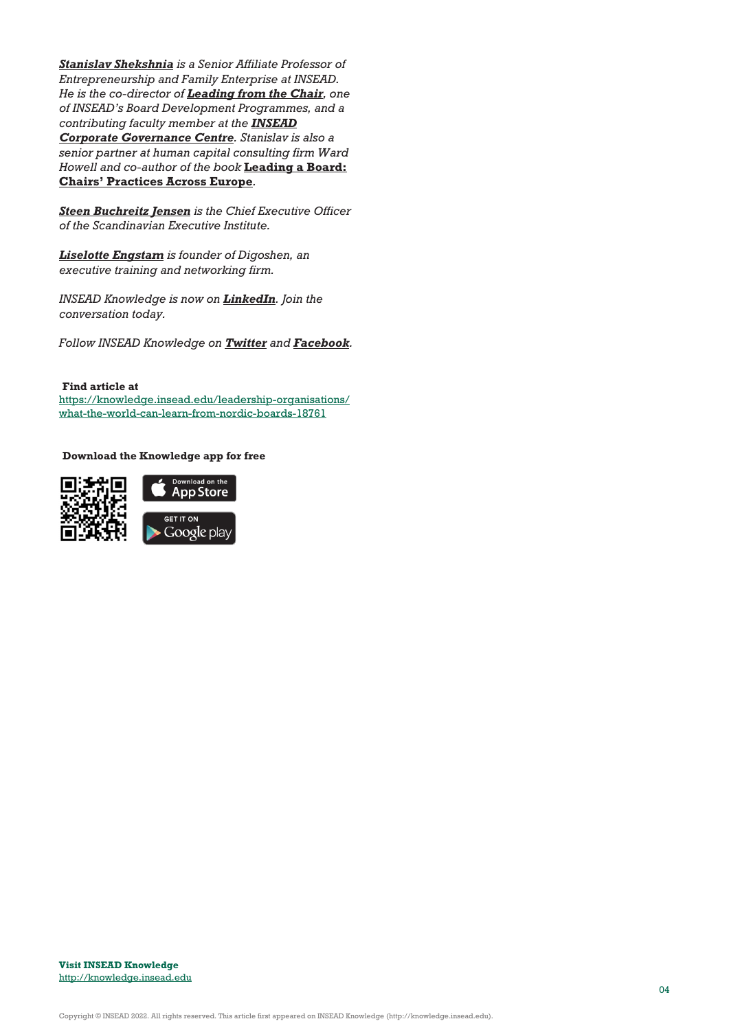***Stanislav Shekshnia*** *is a Senior Affiliate Professor of Entrepreneurship and Family Enterprise at INSEAD. He is the co-director of* ***Leading from the Chair****, one of INSEAD's Board Development Programmes, and a contributing faculty member at the* ***INSEAD Corporate Governance Centre****. Stanislav is also a senior partner at human capital consulting firm Ward Howell and co-author of the book* **Leading a Board: Chairs' Practices Across Europe**.

***Steen Buchreitz Jensen*** *is the Chief Executive Officer of the Scandinavian Executive Institute.*

***Liselotte Engstam*** *is founder of Digoshen, an executive training and networking firm.*

*INSEAD Knowledge is now on* ***LinkedIn****. Join the conversation today.*

*Follow INSEAD Knowledge on* ***Twitter*** *and* ***Facebook****.*

**Find article at**
https://knowledge.insead.edu/leadership-organisations/what-the-world-can-learn-from-nordic-boards-18761

**Download the Knowledge app for free**

Download on the App Store

GET IT ON Google play

**Visit INSEAD Knowledge**
http://knowledge.insead.edu

Copyright © INSEAD 2022. All rights reserved. This article first appeared on INSEAD Knowledge (http://knowledge.insead.edu).